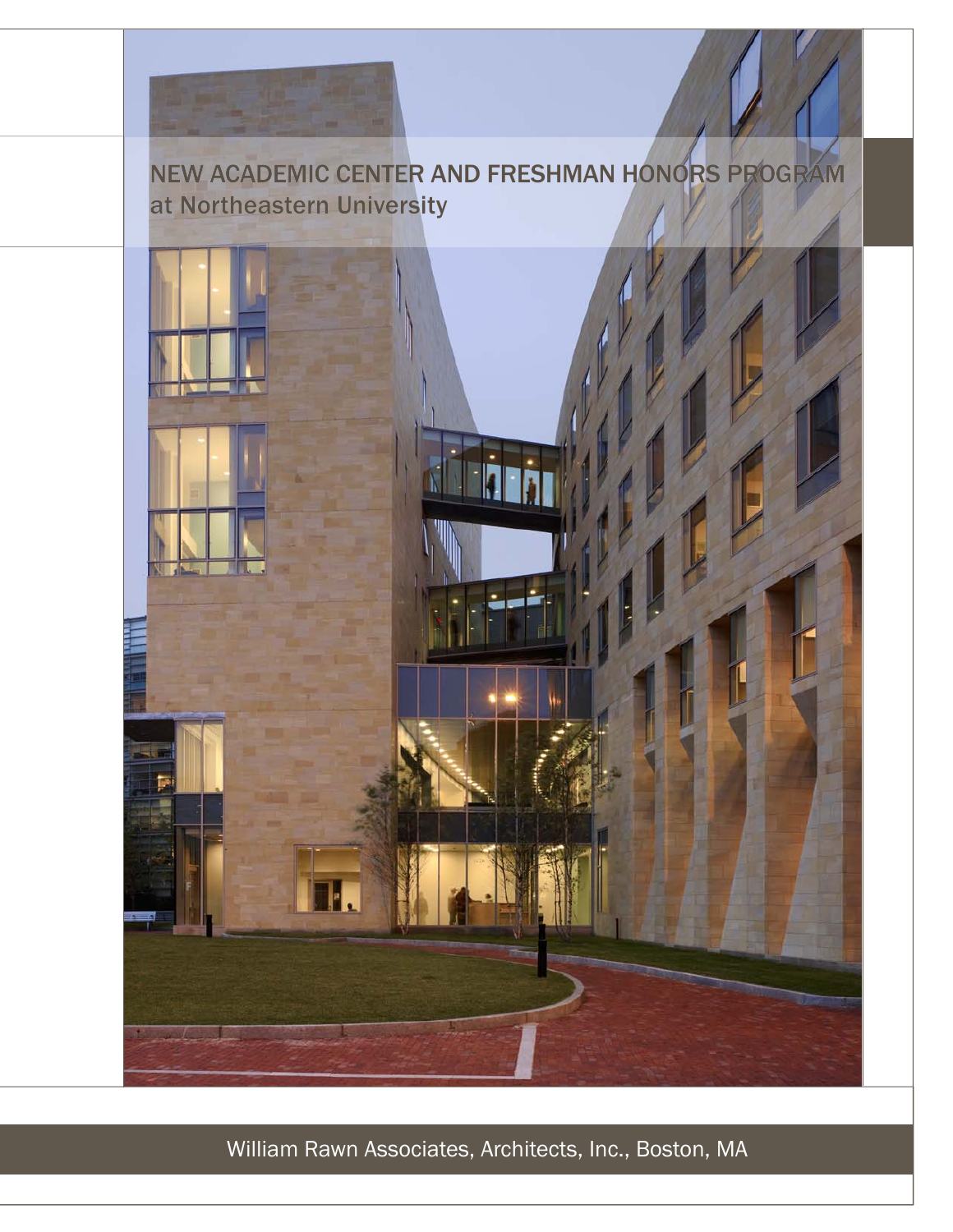# NEW ACADEMIC CENTER AND FRESHMAN HONORS PROGRAM at Northeastern University

William Rawn Associates, Architects, Inc., Boston, MA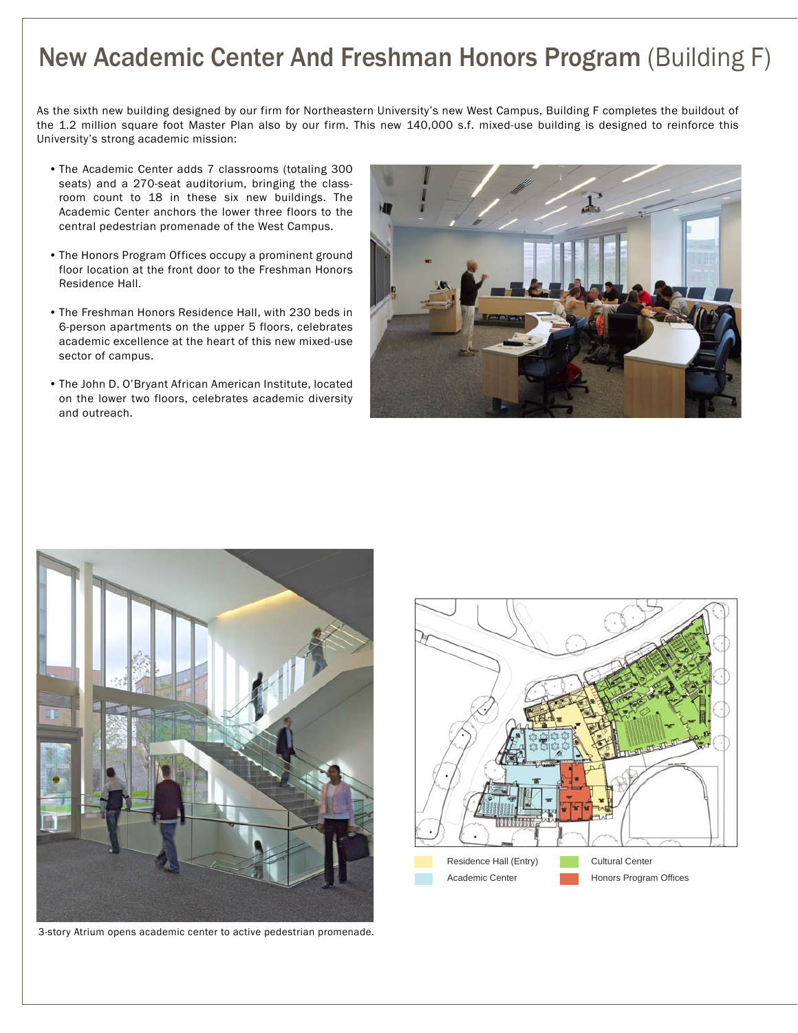# New Academic Center And Freshman Honors Program (Building F)

As the sixth new building designed by our firm for Northeastern University's new West Campus, Building F completes the buildout of the 1.2 million square foot Master Plan also by our firm. This new 140,000 s.f. mixed-use building is designed to reinforce this University's strong academic mission:

- The Academic Center adds 7 classrooms (totaling 300 seats) and a 270-seat auditorium, bringing the classroom count to 18 in these six new buildings. The Academic Center anchors the lower three floors to the central pedestrian promenade of the West Campus.
- The Honors Program Offices occupy a prominent ground floor location at the front door to the Freshman Honors Residence Hall.
- The Freshman Honors Residence Hall, with 230 beds in 6-person apartments on the upper 5 floors, celebrates academic excellence at the heart of this new mixed-use sector of campus.
- The John D. O'Bryant African American Institute, located on the lower two floors, celebrates academic diversity and outreach.

3-story Atrium opens academic center to active pedestrian promenade.

Residence Hall (Entry)
Cultural Center
Academic Center
Honors Program Offices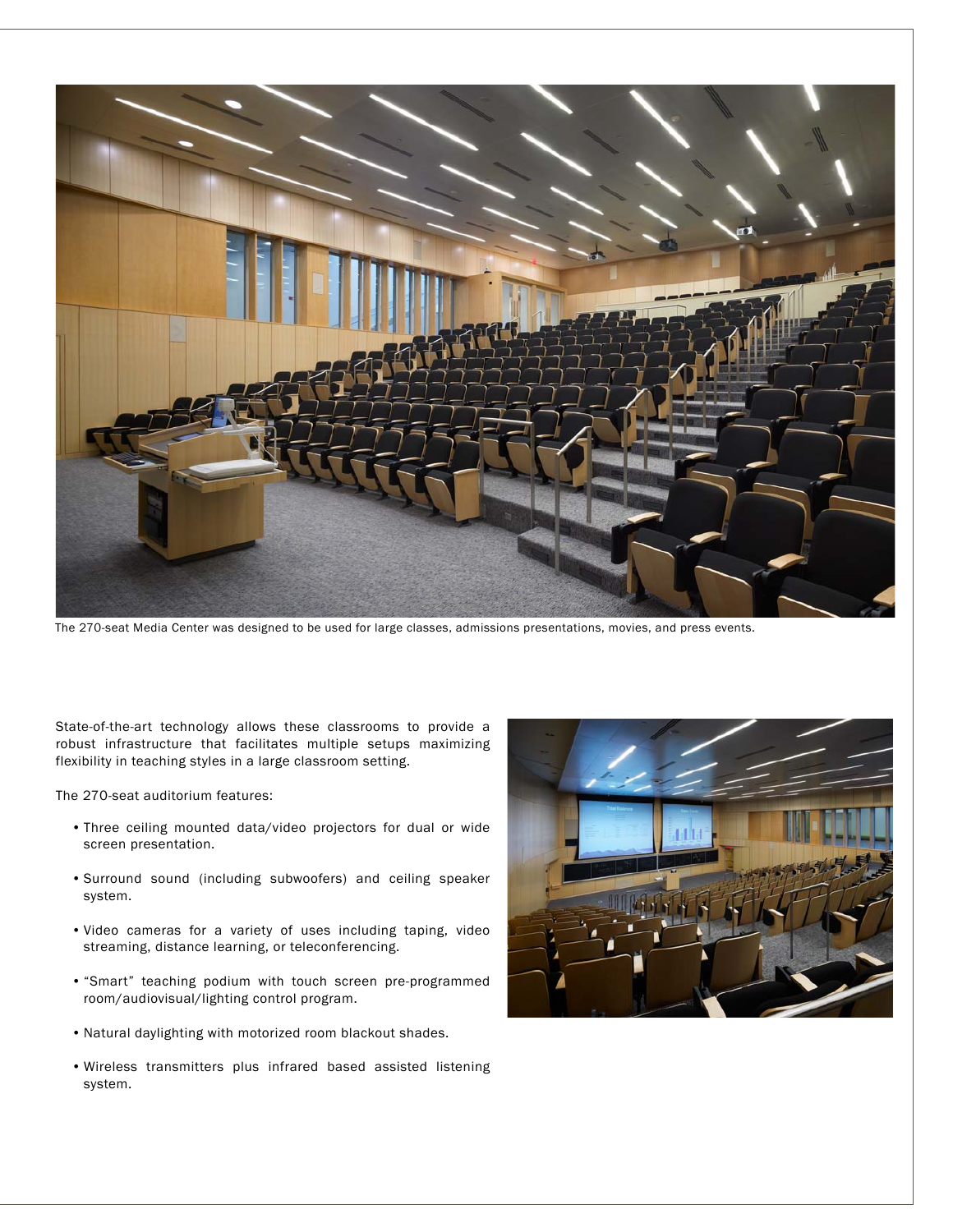The 270-seat Media Center was designed to be used for large classes, admissions presentations, movies, and press events.

State-of-the-art technology allows these classrooms to provide a robust infrastructure that facilitates multiple setups maximizing flexibility in teaching styles in a large classroom setting.

The 270-seat auditorium features:

- Three ceiling mounted data/video projectors for dual or wide screen presentation.
- Surround sound (including subwoofers) and ceiling speaker system.
- Video cameras for a variety of uses including taping, video streaming, distance learning, or teleconferencing.
- "Smart" teaching podium with touch screen pre-programmed room/audiovisual/lighting control program.
- Natural daylighting with motorized room blackout shades.
- Wireless transmitters plus infrared based assisted listening system.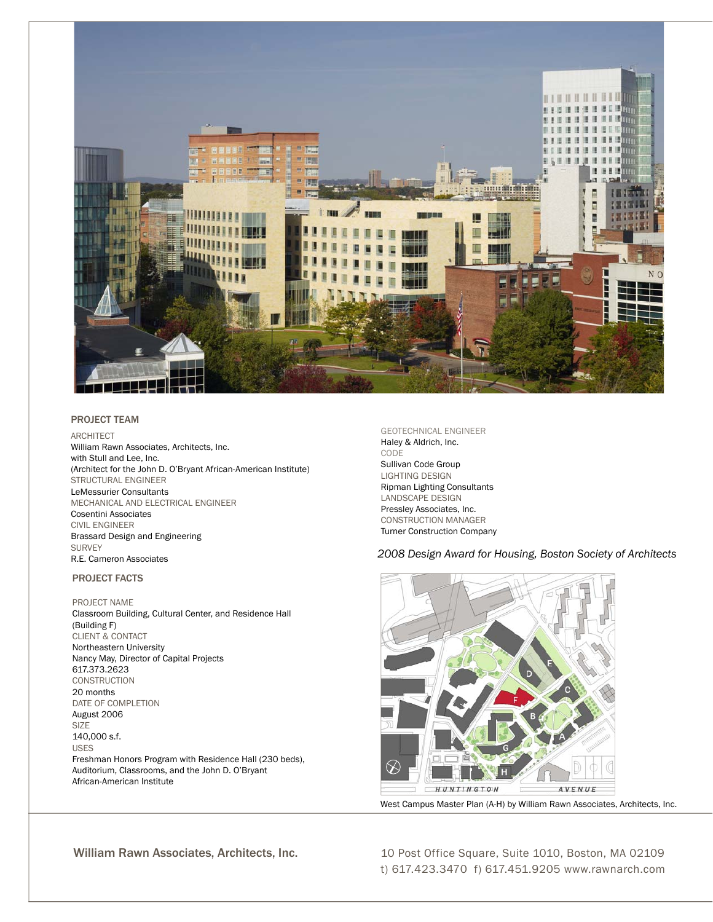## PROJECT TEAM

ARCHITECT
William Rawn Associates, Architects, Inc.
with Stull and Lee, Inc.
(Architect for the John D. O'Bryant African-American Institute)

STRUCTURAL ENGINEER
LeMessurier Consultants

MECHANICAL AND ELECTRICAL ENGINEER
Cosentini Associates

CIVIL ENGINEER
Brassard Design and Engineering

SURVEY
R.E. Cameron Associates

GEOTECHNICAL ENGINEER
Haley & Aldrich, Inc.

CODE
Sullivan Code Group

LIGHTING DESIGN
Ripman Lighting Consultants

LANDSCAPE DESIGN
Pressley Associates, Inc.

CONSTRUCTION MANAGER
Turner Construction Company

## PROJECT FACTS

PROJECT NAME
Classroom Building, Cultural Center, and Residence Hall (Building F)

CLIENT & CONTACT
Northeastern University
Nancy May, Director of Capital Projects
617.373.2623

CONSTRUCTION
20 months

DATE OF COMPLETION
August 2006

SIZE
140,000 s.f.

USES
Freshman Honors Program with Residence Hall (230 beds), Auditorium, Classrooms, and the John D. O'Bryant African-American Institute

*2008 Design Award for Housing, Boston Society of Architects*

HUNTINGTON AVENUE

West Campus Master Plan (A-H) by William Rawn Associates, Architects, Inc.

William Rawn Associates, Architects, Inc.

10 Post Office Square, Suite 1010, Boston, MA 02109
t) 617.423.3470 f) 617.451.9205 www.rawnarch.com